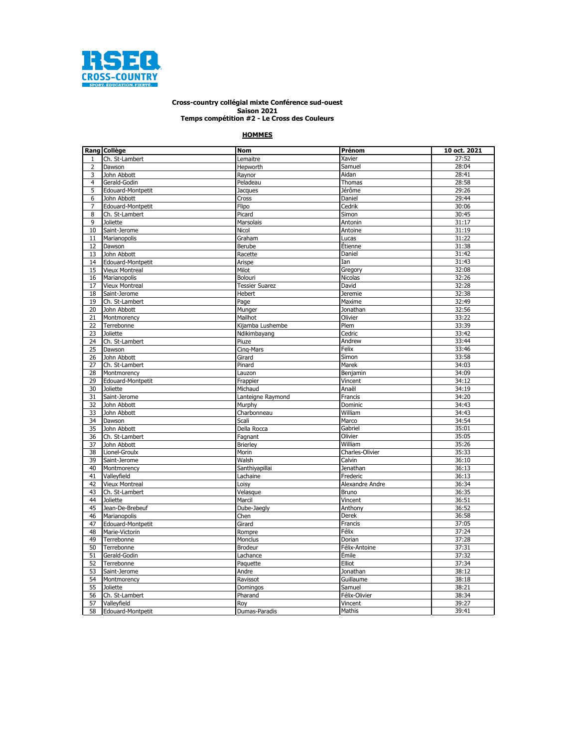**RSEQ CROSS-COUNTRY**
SPORT ÉDUCATION FIERTÉ

**Cross-country collégial mixte Conférence sud-ouest**
**Saison 2021**
**Temps compétition #2 - Le Cross des Couleurs**

**HOMMES**

| Rang | Collège | Nom | Prénom | 10 oct. 2021 |
|---|---|---|---|---|
| 1 | Ch. St-Lambert | Lemaitre | Xavier | 27:52 |
| 2 | Dawson | Hepworth | Samuel | 28:04 |
| 3 | John Abbott | Raynor | Aidan | 28:41 |
| 4 | Gerald-Godin | Peladeau | Thomas | 28:58 |
| 5 | Edouard-Montpetit | Jacques | Jérôme | 29:26 |
| 6 | John Abbott | Cross | Daniel | 29:44 |
| 7 | Edouard-Montpetit | Flipo | Cedrik | 30:06 |
| 8 | Ch. St-Lambert | Picard | Simon | 30:45 |
| 9 | Joliette | Marsolais | Antonin | 31:17 |
| 10 | Saint-Jerome | Nicol | Antoine | 31:19 |
| 11 | Marianopolis | Graham | Lucas | 31:22 |
| 12 | Dawson | Berube | Étienne | 31:38 |
| 13 | John Abbott | Racette | Daniel | 31:42 |
| 14 | Edouard-Montpetit | Arispe | Ian | 31:43 |
| 15 | Vieux Montreal | Milot | Gregory | 32:08 |
| 16 | Marianopolis | Bolouri | Nicolas | 32:26 |
| 17 | Vieux Montreal | Tessier Suarez | David | 32:28 |
| 18 | Saint-Jerome | Hebert | Jeremie | 32:38 |
| 19 | Ch. St-Lambert | Page | Maxime | 32:49 |
| 20 | John Abbott | Munger | Jonathan | 32:56 |
| 21 | Montmorency | Mailhot | Olivier | 33:22 |
| 22 | Terrebonne | Kijamba Lushembe | Plem | 33:39 |
| 23 | Joliette | Ndikimbayang | Cedric | 33:42 |
| 24 | Ch. St-Lambert | Piuze | Andrew | 33:44 |
| 25 | Dawson | Cinq-Mars | Felix | 33:46 |
| 26 | John Abbott | Girard | Simon | 33:58 |
| 27 | Ch. St-Lambert | Pinard | Marek | 34:03 |
| 28 | Montmorency | Lauzon | Benjamin | 34:09 |
| 29 | Edouard-Montpetit | Frappier | Vincent | 34:12 |
| 30 | Joliette | Michaud | Anaël | 34:19 |
| 31 | Saint-Jerome | Lanteigne Raymond | Francis | 34:20 |
| 32 | John Abbott | Murphy | Dominic | 34:43 |
| 33 | John Abbott | Charbonneau | William | 34:43 |
| 34 | Dawson | Scali | Marco | 34:54 |
| 35 | John Abbott | Della Rocca | Gabriel | 35:01 |
| 36 | Ch. St-Lambert | Fagnant | Olivier | 35:05 |
| 37 | John Abbott | Brierley | William | 35:26 |
| 38 | Lionel-Groulx | Morin | Charles-Olivier | 35:33 |
| 39 | Saint-Jerome | Walsh | Calvin | 36:10 |
| 40 | Montmorency | Santhiyapillai | Jenathan | 36:13 |
| 41 | Valleyfield | Lachaine | Frederic | 36:13 |
| 42 | Vieux Montreal | Loisy | Alexandre Andre | 36:34 |
| 43 | Ch. St-Lambert | Velasque | Bruno | 36:35 |
| 44 | Joliette | Marcil | Vincent | 36:51 |
| 45 | Jean-De-Brebeuf | Dube-Jaegly | Anthony | 36:52 |
| 46 | Marianopolis | Chen | Derek | 36:58 |
| 47 | Edouard-Montpetit | Girard | Francis | 37:05 |
| 48 | Marie-Victorin | Rompre | Félix | 37:24 |
| 49 | Terrebonne | Monclus | Dorian | 37:28 |
| 50 | Terrebonne | Brodeur | Félix-Antoine | 37:31 |
| 51 | Gerald-Godin | Lachance | Émile | 37:32 |
| 52 | Terrebonne | Paquette | Elliot | 37:34 |
| 53 | Saint-Jerome | Andre | Jonathan | 38:12 |
| 54 | Montmorency | Ravissot | Guillaume | 38:18 |
| 55 | Joliette | Domingos | Samuel | 38:21 |
| 56 | Ch. St-Lambert | Pharand | Félix-Olivier | 38:34 |
| 57 | Valleyfield | Roy | Vincent | 39:27 |
| 58 | Edouard-Montpetit | Dumas-Paradis | Mathis | 39:41 |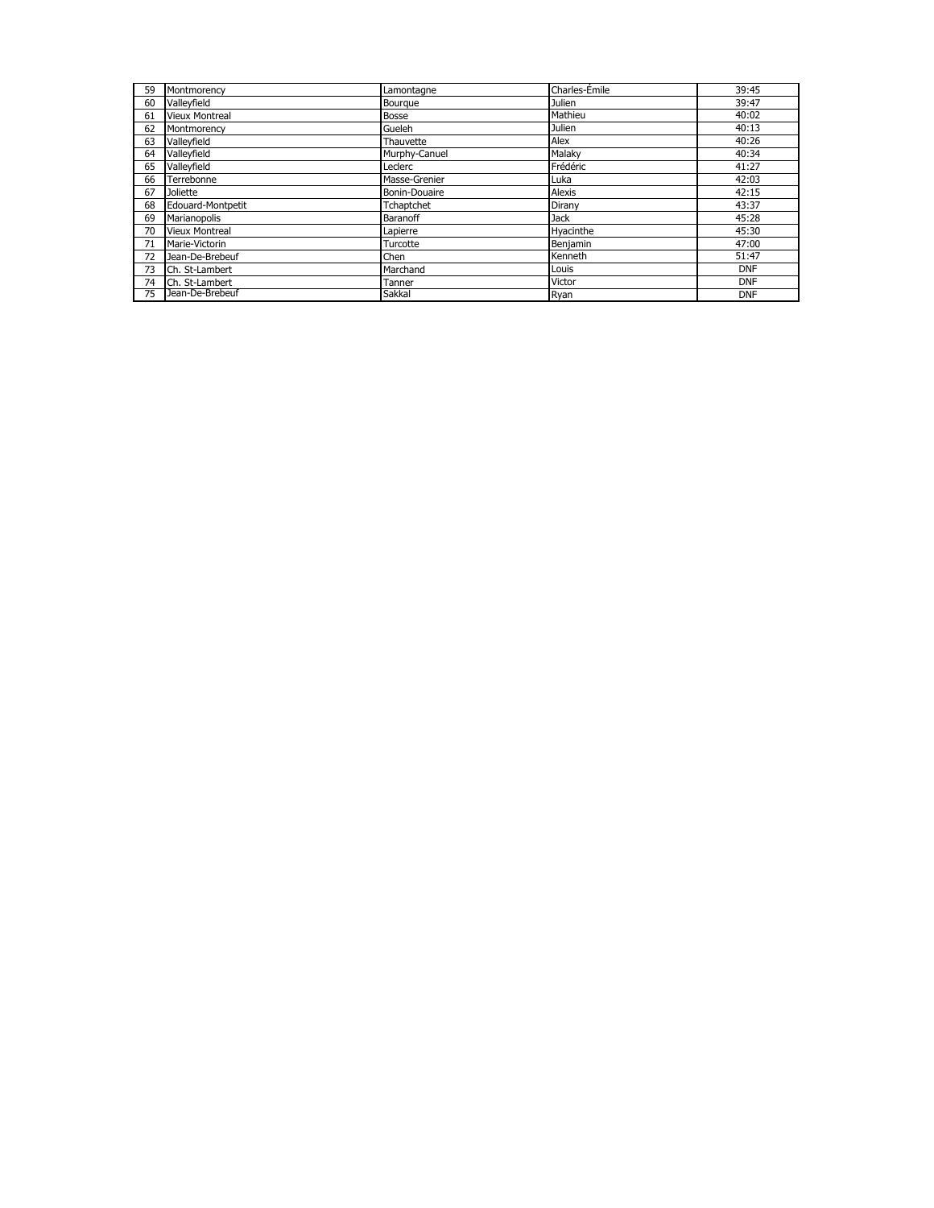| | | | | |
|---|---|---|---|---|
| 59 | Montmorency | Lamontagne | Charles-Émile | 39:45 |
| 60 | Valleyfield | Bourque | Julien | 39:47 |
| 61 | Vieux Montreal | Bosse | Mathieu | 40:02 |
| 62 | Montmorency | Gueleh | Julien | 40:13 |
| 63 | Valleyfield | Thauvette | Alex | 40:26 |
| 64 | Valleyfield | Murphy-Canuel | Malaky | 40:34 |
| 65 | Valleyfield | Leclerc | Frédéric | 41:27 |
| 66 | Terrebonne | Masse-Grenier | Luka | 42:03 |
| 67 | Joliette | Bonin-Douaire | Alexis | 42:15 |
| 68 | Edouard-Montpetit | Tchaptchet | Dirany | 43:37 |
| 69 | Marianopolis | Baranoff | Jack | 45:28 |
| 70 | Vieux Montreal | Lapierre | Hyacinthe | 45:30 |
| 71 | Marie-Victorin | Turcotte | Benjamin | 47:00 |
| 72 | Jean-De-Brebeuf | Chen | Kenneth | 51:47 |
| 73 | Ch. St-Lambert | Marchand | Louis | DNF |
| 74 | Ch. St-Lambert | Tanner | Victor | DNF |
| 75 | Jean-De-Brebeuf | Sakkal | Ryan | DNF |